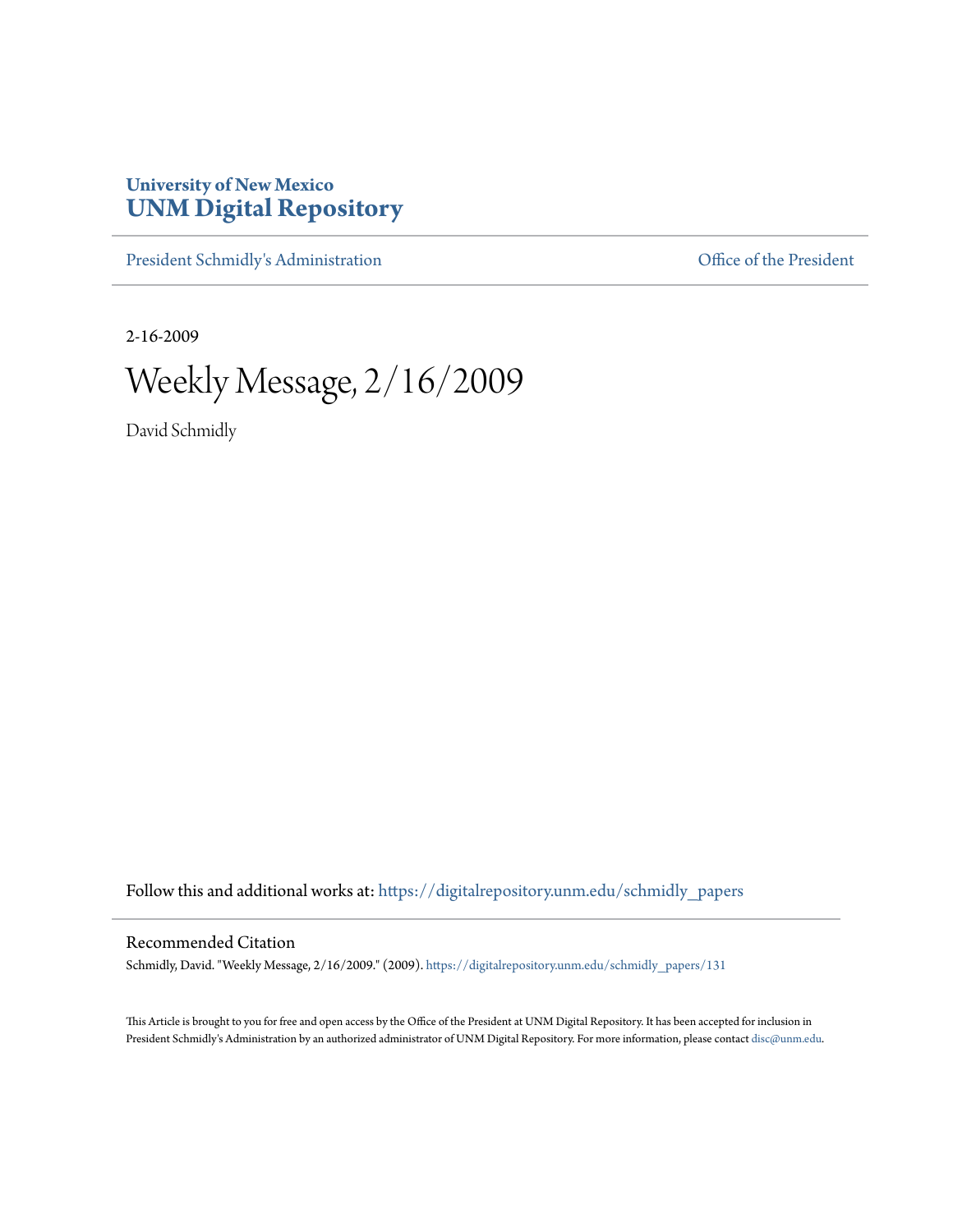# University of New Mexico
# UNM Digital Repository

President Schmidly's Administration | Office of the President

2-16-2009

# Weekly Message, 2/16/2009

David Schmidly

Follow this and additional works at: https://digitalrepository.unm.edu/schmidly_papers

## Recommended Citation

Schmidly, David. "Weekly Message, 2/16/2009." (2009). https://digitalrepository.unm.edu/schmidly_papers/131

This Article is brought to you for free and open access by the Office of the President at UNM Digital Repository. It has been accepted for inclusion in President Schmidly's Administration by an authorized administrator of UNM Digital Repository. For more information, please contact disc@unm.edu.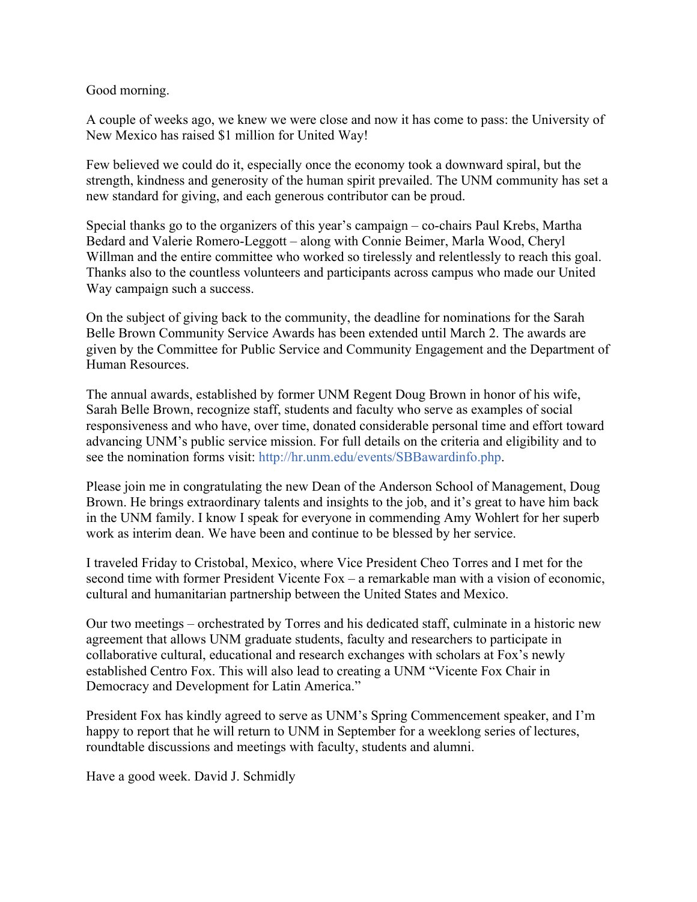Good morning.

A couple of weeks ago, we knew we were close and now it has come to pass: the University of New Mexico has raised $1 million for United Way!

Few believed we could do it, especially once the economy took a downward spiral, but the strength, kindness and generosity of the human spirit prevailed. The UNM community has set a new standard for giving, and each generous contributor can be proud.

Special thanks go to the organizers of this year's campaign – co-chairs Paul Krebs, Martha Bedard and Valerie Romero-Leggott – along with Connie Beimer, Marla Wood, Cheryl Willman and the entire committee who worked so tirelessly and relentlessly to reach this goal. Thanks also to the countless volunteers and participants across campus who made our United Way campaign such a success.

On the subject of giving back to the community, the deadline for nominations for the Sarah Belle Brown Community Service Awards has been extended until March 2. The awards are given by the Committee for Public Service and Community Engagement and the Department of Human Resources.

The annual awards, established by former UNM Regent Doug Brown in honor of his wife, Sarah Belle Brown, recognize staff, students and faculty who serve as examples of social responsiveness and who have, over time, donated considerable personal time and effort toward advancing UNM's public service mission. For full details on the criteria and eligibility and to see the nomination forms visit: http://hr.unm.edu/events/SBBawardinfo.php.

Please join me in congratulating the new Dean of the Anderson School of Management, Doug Brown. He brings extraordinary talents and insights to the job, and it's great to have him back in the UNM family. I know I speak for everyone in commending Amy Wohlert for her superb work as interim dean. We have been and continue to be blessed by her service.

I traveled Friday to Cristobal, Mexico, where Vice President Cheo Torres and I met for the second time with former President Vicente Fox – a remarkable man with a vision of economic, cultural and humanitarian partnership between the United States and Mexico.

Our two meetings – orchestrated by Torres and his dedicated staff, culminate in a historic new agreement that allows UNM graduate students, faculty and researchers to participate in collaborative cultural, educational and research exchanges with scholars at Fox's newly established Centro Fox. This will also lead to creating a UNM "Vicente Fox Chair in Democracy and Development for Latin America."

President Fox has kindly agreed to serve as UNM's Spring Commencement speaker, and I'm happy to report that he will return to UNM in September for a weeklong series of lectures, roundtable discussions and meetings with faculty, students and alumni.

Have a good week. David J. Schmidly